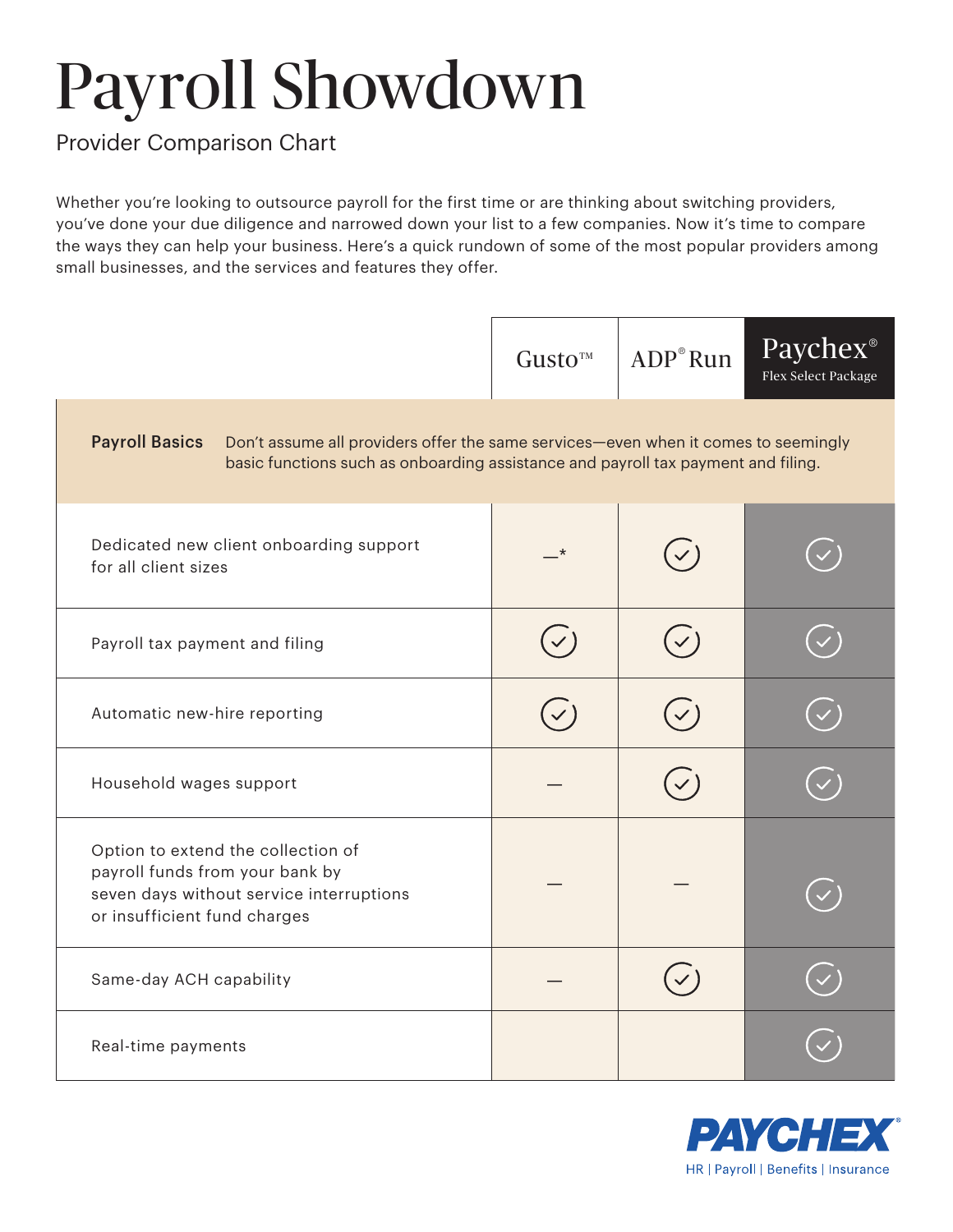# Payroll Showdown

Provider Comparison Chart

Whether you're looking to outsource payroll for the first time or are thinking about switching providers, you've done your due diligence and narrowed down your list to a few companies. Now it's time to compare the ways they can help your business. Here's a quick rundown of some of the most popular providers among small businesses, and the services and features they offer.

| | Gusto™ | ADP® Run | Paychex® Flex Select Package |
|---|---|---|---|
| **Payroll Basics** Don't assume all providers offer the same services—even when it comes to seemingly basic functions such as onboarding assistance and payroll tax payment and filing. | | | |
| Dedicated new client onboarding support for all client sizes | —* | ✓ | ✓ |
| Payroll tax payment and filing | ✓ | ✓ | ✓ |
| Automatic new-hire reporting | ✓ | ✓ | ✓ |
| Household wages support | — | ✓ | ✓ |
| Option to extend the collection of payroll funds from your bank by seven days without service interruptions or insufficient fund charges | — | — | ✓ |
| Same-day ACH capability | — | ✓ | ✓ |
| Real-time payments | | | ✓ |

PAYCHEX®
HR | Payroll | Benefits | Insurance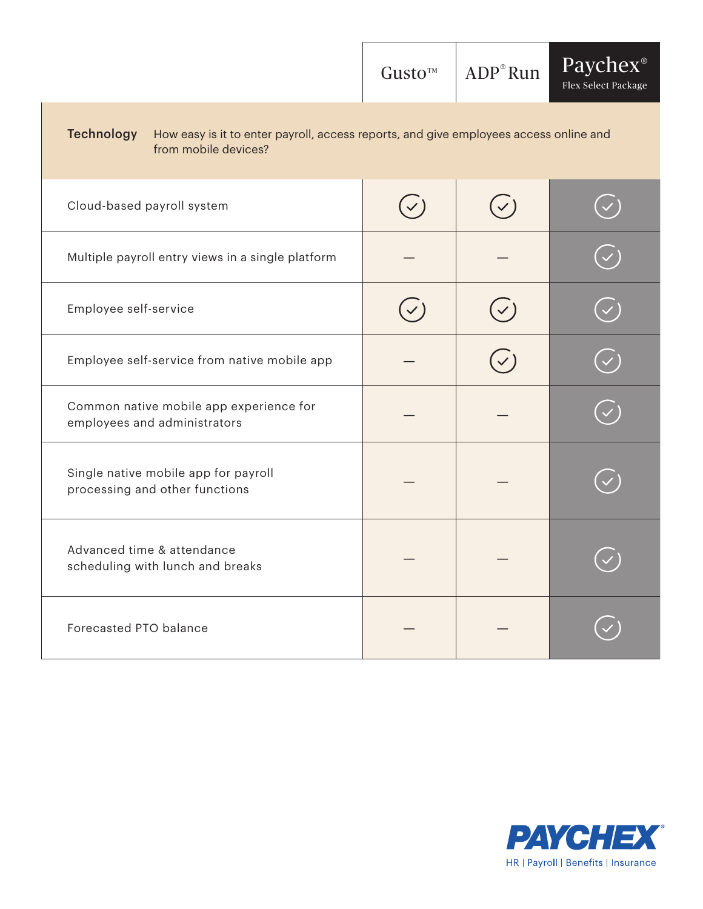| | Gusto™ | ADP® Run | Paychex® Flex Select Package |
|---|---|---|---|
| **Technology** How easy is it to enter payroll, access reports, and give employees access online and from mobile devices? | | | |
| Cloud-based payroll system | ✓ | ✓ | ✓ |
| Multiple payroll entry views in a single platform | — | — | ✓ |
| Employee self-service | ✓ | ✓ | ✓ |
| Employee self-service from native mobile app | — | ✓ | ✓ |
| Common native mobile app experience for employees and administrators | — | — | ✓ |
| Single native mobile app for payroll processing and other functions | — | — | ✓ |
| Advanced time & attendance scheduling with lunch and breaks | — | — | ✓ |
| Forecasted PTO balance | — | — | ✓ |

PAYCHEX®
HR | Payroll | Benefits | Insurance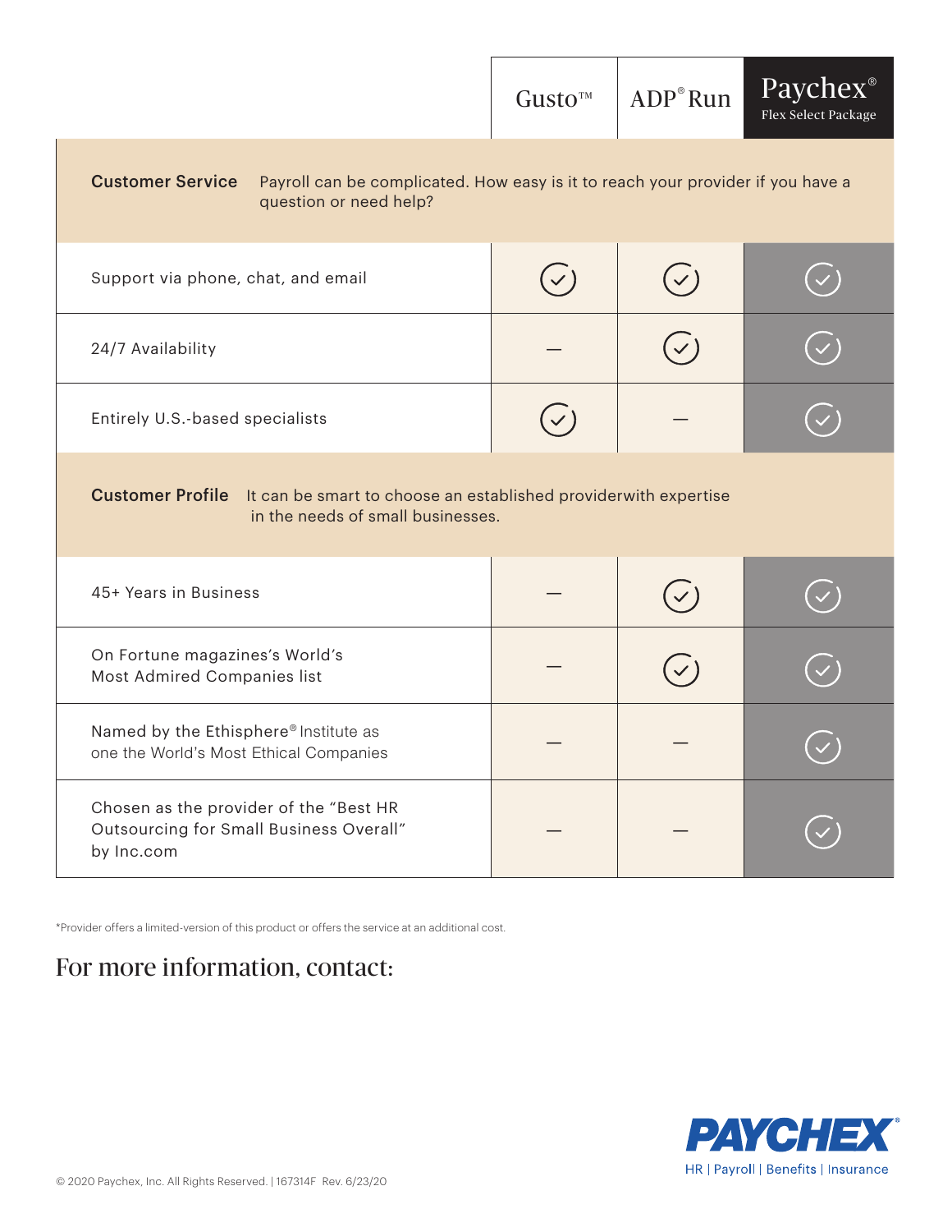| | Gusto™ | ADP® Run | Paychex® Flex Select Package |
|---|---|---|---|
| **Customer Service** Payroll can be complicated. How easy is it to reach your provider if you have a question or need help? | | | |
| Support via phone, chat, and email | ✓ | ✓ | ✓ |
| 24/7 Availability | — | ✓ | ✓ |
| Entirely U.S.-based specialists | ✓ | — | ✓ |
| **Customer Profile** It can be smart to choose an established providerwith expertise in the needs of small businesses. | | | |
| 45+ Years in Business | — | ✓ | ✓ |
| On Fortune magazines's World's Most Admired Companies list | — | ✓ | ✓ |
| Named by the Ethisphere® Institute as one the World's Most Ethical Companies | — | — | ✓ |
| Chosen as the provider of the "Best HR Outsourcing for Small Business Overall" by Inc.com | — | — | ✓ |

*Provider offers a limited-version of this product or offers the service at an additional cost.

## For more information, contact:

© 2020 Paychex, Inc. All Rights Reserved. | 167314F Rev. 6/23/20

PAYCHEX® HR | Payroll | Benefits | Insurance